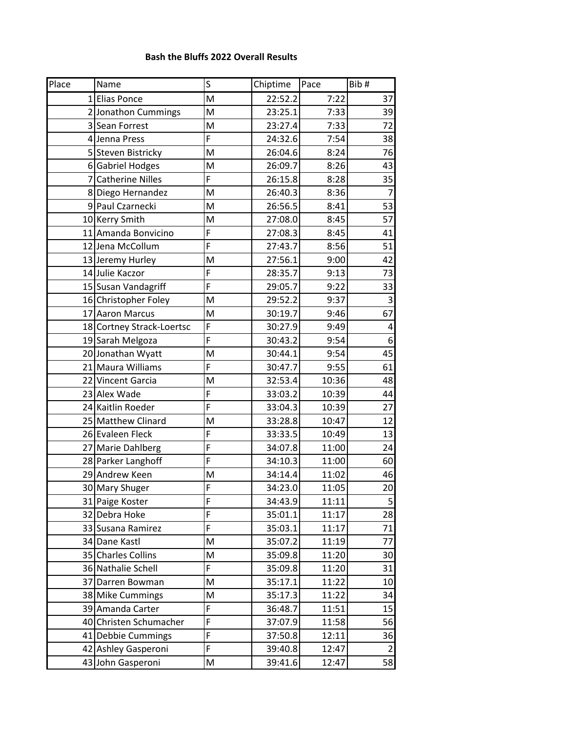**Bash the Bluffs 2022 Overall Results**

| Place | Name | S | Chiptime | Pace | Bib # |
|---|---|---|---|---|---|
| 1 | Elias Ponce | M | 22:52.2 | 7:22 | 37 |
| 2 | Jonathon Cummings | M | 23:25.1 | 7:33 | 39 |
| 3 | Sean Forrest | M | 23:27.4 | 7:33 | 72 |
| 4 | Jenna Press | F | 24:32.6 | 7:54 | 38 |
| 5 | Steven Bistricky | M | 26:04.6 | 8:24 | 76 |
| 6 | Gabriel Hodges | M | 26:09.7 | 8:26 | 43 |
| 7 | Catherine Nilles | F | 26:15.8 | 8:28 | 35 |
| 8 | Diego Hernandez | M | 26:40.3 | 8:36 | 7 |
| 9 | Paul Czarnecki | M | 26:56.5 | 8:41 | 53 |
| 10 | Kerry Smith | M | 27:08.0 | 8:45 | 57 |
| 11 | Amanda Bonvicino | F | 27:08.3 | 8:45 | 41 |
| 12 | Jena McCollum | F | 27:43.7 | 8:56 | 51 |
| 13 | Jeremy Hurley | M | 27:56.1 | 9:00 | 42 |
| 14 | Julie Kaczor | F | 28:35.7 | 9:13 | 73 |
| 15 | Susan Vandagriff | F | 29:05.7 | 9:22 | 33 |
| 16 | Christopher Foley | M | 29:52.2 | 9:37 | 3 |
| 17 | Aaron Marcus | M | 30:19.7 | 9:46 | 67 |
| 18 | Cortney Strack-Loertsc | F | 30:27.9 | 9:49 | 4 |
| 19 | Sarah Melgoza | F | 30:43.2 | 9:54 | 6 |
| 20 | Jonathan Wyatt | M | 30:44.1 | 9:54 | 45 |
| 21 | Maura Williams | F | 30:47.7 | 9:55 | 61 |
| 22 | Vincent Garcia | M | 32:53.4 | 10:36 | 48 |
| 23 | Alex Wade | F | 33:03.2 | 10:39 | 44 |
| 24 | Kaitlin Roeder | F | 33:04.3 | 10:39 | 27 |
| 25 | Matthew Clinard | M | 33:28.8 | 10:47 | 12 |
| 26 | Evaleen Fleck | F | 33:33.5 | 10:49 | 13 |
| 27 | Marie Dahlberg | F | 34:07.8 | 11:00 | 24 |
| 28 | Parker Langhoff | F | 34:10.3 | 11:00 | 60 |
| 29 | Andrew Keen | M | 34:14.4 | 11:02 | 46 |
| 30 | Mary Shuger | F | 34:23.0 | 11:05 | 20 |
| 31 | Paige Koster | F | 34:43.9 | 11:11 | 5 |
| 32 | Debra Hoke | F | 35:01.1 | 11:17 | 28 |
| 33 | Susana Ramirez | F | 35:03.1 | 11:17 | 71 |
| 34 | Dane Kastl | M | 35:07.2 | 11:19 | 77 |
| 35 | Charles Collins | M | 35:09.8 | 11:20 | 30 |
| 36 | Nathalie Schell | F | 35:09.8 | 11:20 | 31 |
| 37 | Darren Bowman | M | 35:17.1 | 11:22 | 10 |
| 38 | Mike Cummings | M | 35:17.3 | 11:22 | 34 |
| 39 | Amanda Carter | F | 36:48.7 | 11:51 | 15 |
| 40 | Christen Schumacher | F | 37:07.9 | 11:58 | 56 |
| 41 | Debbie Cummings | F | 37:50.8 | 12:11 | 36 |
| 42 | Ashley Gasperoni | F | 39:40.8 | 12:47 | 2 |
| 43 | John Gasperoni | M | 39:41.6 | 12:47 | 58 |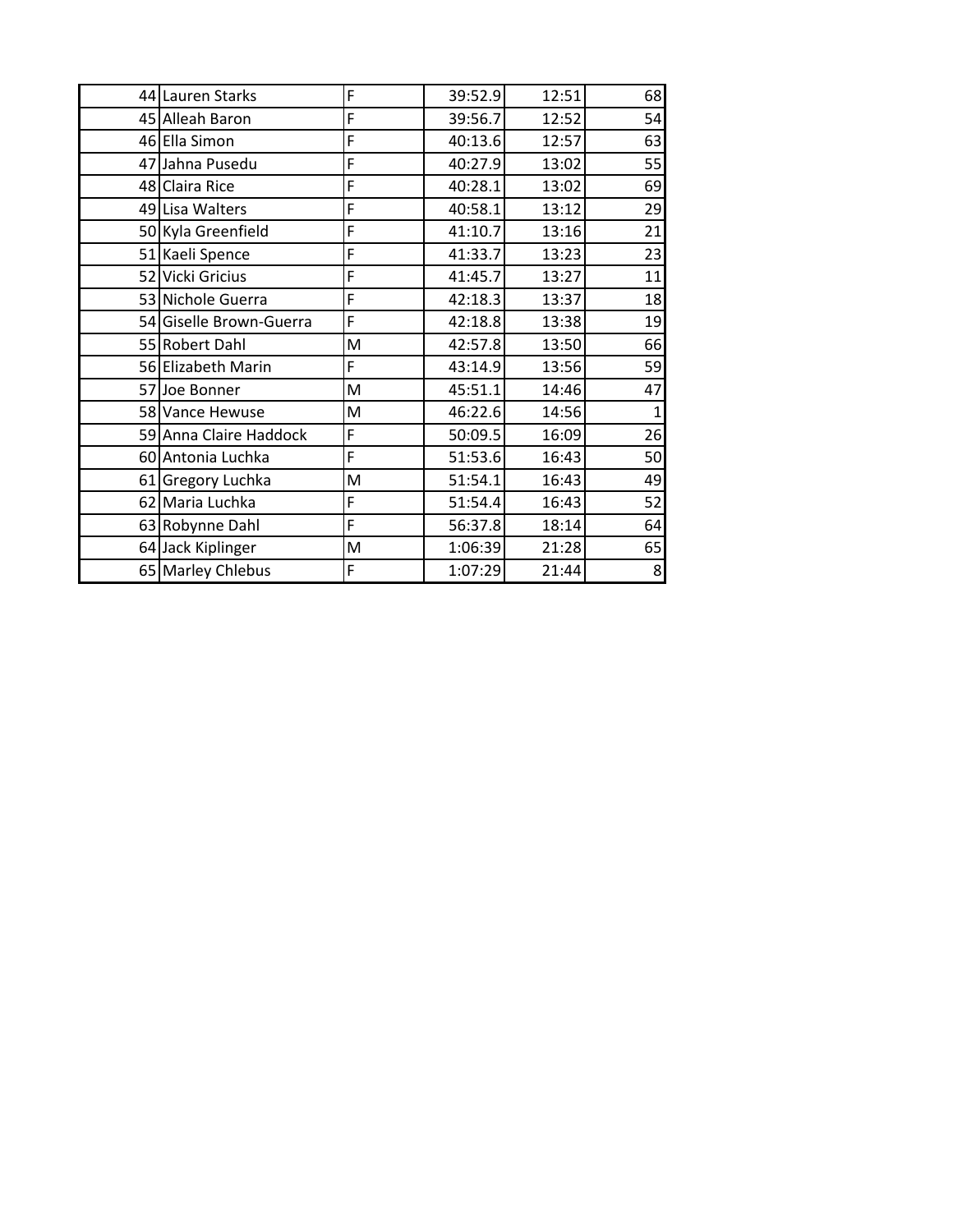| | | | | | |
|---|---|---|---|---|---|
| 44 | Lauren Starks | F | 39:52.9 | 12:51 | 68 |
| 45 | Alleah Baron | F | 39:56.7 | 12:52 | 54 |
| 46 | Ella Simon | F | 40:13.6 | 12:57 | 63 |
| 47 | Jahna Pusedu | F | 40:27.9 | 13:02 | 55 |
| 48 | Claira Rice | F | 40:28.1 | 13:02 | 69 |
| 49 | Lisa Walters | F | 40:58.1 | 13:12 | 29 |
| 50 | Kyla Greenfield | F | 41:10.7 | 13:16 | 21 |
| 51 | Kaeli Spence | F | 41:33.7 | 13:23 | 23 |
| 52 | Vicki Gricius | F | 41:45.7 | 13:27 | 11 |
| 53 | Nichole Guerra | F | 42:18.3 | 13:37 | 18 |
| 54 | Giselle Brown-Guerra | F | 42:18.8 | 13:38 | 19 |
| 55 | Robert Dahl | M | 42:57.8 | 13:50 | 66 |
| 56 | Elizabeth Marin | F | 43:14.9 | 13:56 | 59 |
| 57 | Joe Bonner | M | 45:51.1 | 14:46 | 47 |
| 58 | Vance Hewuse | M | 46:22.6 | 14:56 | 1 |
| 59 | Anna Claire Haddock | F | 50:09.5 | 16:09 | 26 |
| 60 | Antonia Luchka | F | 51:53.6 | 16:43 | 50 |
| 61 | Gregory Luchka | M | 51:54.1 | 16:43 | 49 |
| 62 | Maria Luchka | F | 51:54.4 | 16:43 | 52 |
| 63 | Robynne Dahl | F | 56:37.8 | 18:14 | 64 |
| 64 | Jack Kiplinger | M | 1:06:39 | 21:28 | 65 |
| 65 | Marley Chlebus | F | 1:07:29 | 21:44 | 8 |